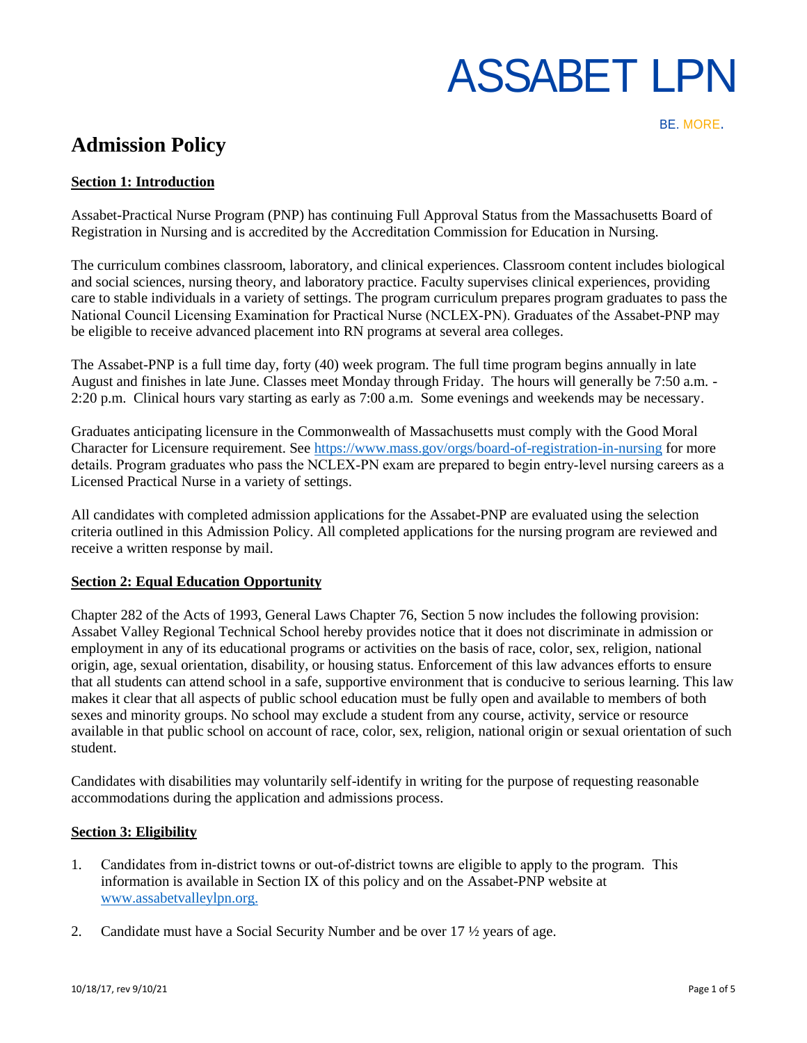# ASSABET LPN

BE. MORE.

## Admission Policy

### Section 1: Introduction

Assabet-Practical Nurse Program (PNP) has continuing Full Approval Status from the Massachusetts Board of Registration in Nursing and is accredited by the Accreditation Commission for Education in Nursing.

The curriculum combines classroom, laboratory, and clinical experiences. Classroom content includes biological and social sciences, nursing theory, and laboratory practice. Faculty supervises clinical experiences, providing care to stable individuals in a variety of settings. The program curriculum prepares program graduates to pass the National Council Licensing Examination for Practical Nurse (NCLEX-PN). Graduates of the Assabet-PNP may be eligible to receive advanced placement into RN programs at several area colleges.

The Assabet-PNP is a full time day, forty (40) week program. The full time program begins annually in late August and finishes in late June. Classes meet Monday through Friday. The hours will generally be 7:50 a.m. - 2:20 p.m. Clinical hours vary starting as early as 7:00 a.m. Some evenings and weekends may be necessary.

Graduates anticipating licensure in the Commonwealth of Massachusetts must comply with the Good Moral Character for Licensure requirement. See https://www.mass.gov/orgs/board-of-registration-in-nursing for more details. Program graduates who pass the NCLEX-PN exam are prepared to begin entry-level nursing careers as a Licensed Practical Nurse in a variety of settings.

All candidates with completed admission applications for the Assabet-PNP are evaluated using the selection criteria outlined in this Admission Policy. All completed applications for the nursing program are reviewed and receive a written response by mail.

### Section 2: Equal Education Opportunity

Chapter 282 of the Acts of 1993, General Laws Chapter 76, Section 5 now includes the following provision: Assabet Valley Regional Technical School hereby provides notice that it does not discriminate in admission or employment in any of its educational programs or activities on the basis of race, color, sex, religion, national origin, age, sexual orientation, disability, or housing status. Enforcement of this law advances efforts to ensure that all students can attend school in a safe, supportive environment that is conducive to serious learning. This law makes it clear that all aspects of public school education must be fully open and available to members of both sexes and minority groups. No school may exclude a student from any course, activity, service or resource available in that public school on account of race, color, sex, religion, national origin or sexual orientation of such student.

Candidates with disabilities may voluntarily self-identify in writing for the purpose of requesting reasonable accommodations during the application and admissions process.

### Section 3: Eligibility

1. Candidates from in-district towns or out-of-district towns are eligible to apply to the program. This information is available in Section IX of this policy and on the Assabet-PNP website at www.assabetvalleylpn.org.

2. Candidate must have a Social Security Number and be over 17 ½ years of age.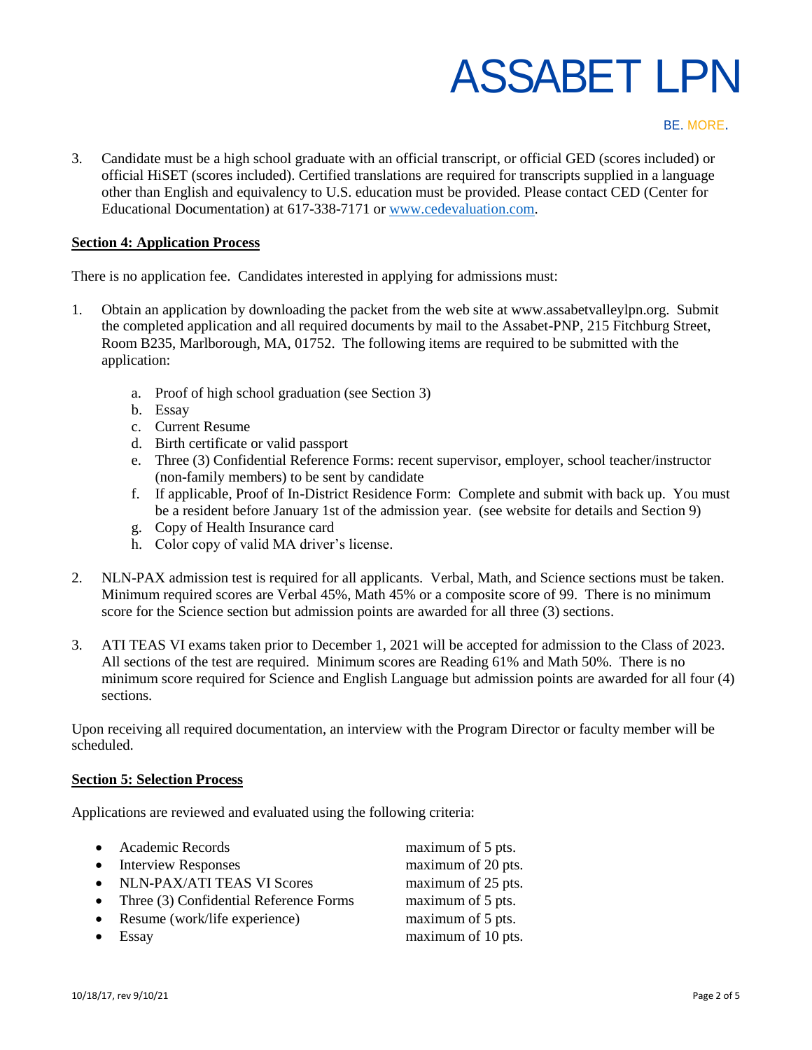3. Candidate must be a high school graduate with an official transcript, or official GED (scores included) or official HiSET (scores included). Certified translations are required for transcripts supplied in a language other than English and equivalency to U.S. education must be provided. Please contact CED (Center for Educational Documentation) at 617-338-7171 or [www.cedevaluation.com](http://www.cedevaluation.com).

## Section 4: Application Process

There is no application fee. Candidates interested in applying for admissions must:

1. Obtain an application by downloading the packet from the web site at www.assabetvalleylpn.org. Submit the completed application and all required documents by mail to the Assabet-PNP, 215 Fitchburg Street, Room B235, Marlborough, MA, 01752. The following items are required to be submitted with the application:

    a. Proof of high school graduation (see Section 3)
    b. Essay
    c. Current Resume
    d. Birth certificate or valid passport
    e. Three (3) Confidential Reference Forms: recent supervisor, employer, school teacher/instructor (non-family members) to be sent by candidate
    f. If applicable, Proof of In-District Residence Form: Complete and submit with back up. You must be a resident before January 1st of the admission year. (see website for details and Section 9)
    g. Copy of Health Insurance card
    h. Color copy of valid MA driver's license.

2. NLN-PAX admission test is required for all applicants. Verbal, Math, and Science sections must be taken. Minimum required scores are Verbal 45%, Math 45% or a composite score of 99. There is no minimum score for the Science section but admission points are awarded for all three (3) sections.

3. ATI TEAS VI exams taken prior to December 1, 2021 will be accepted for admission to the Class of 2023. All sections of the test are required. Minimum scores are Reading 61% and Math 50%. There is no minimum score required for Science and English Language but admission points are awarded for all four (4) sections.

Upon receiving all required documentation, an interview with the Program Director or faculty member will be scheduled.

## Section 5: Selection Process

Applications are reviewed and evaluated using the following criteria:

- Academic Records — maximum of 5 pts.
- Interview Responses — maximum of 20 pts.
- NLN-PAX/ATI TEAS VI Scores — maximum of 25 pts.
- Three (3) Confidential Reference Forms — maximum of 5 pts.
- Resume (work/life experience) — maximum of 5 pts.
- Essay — maximum of 10 pts.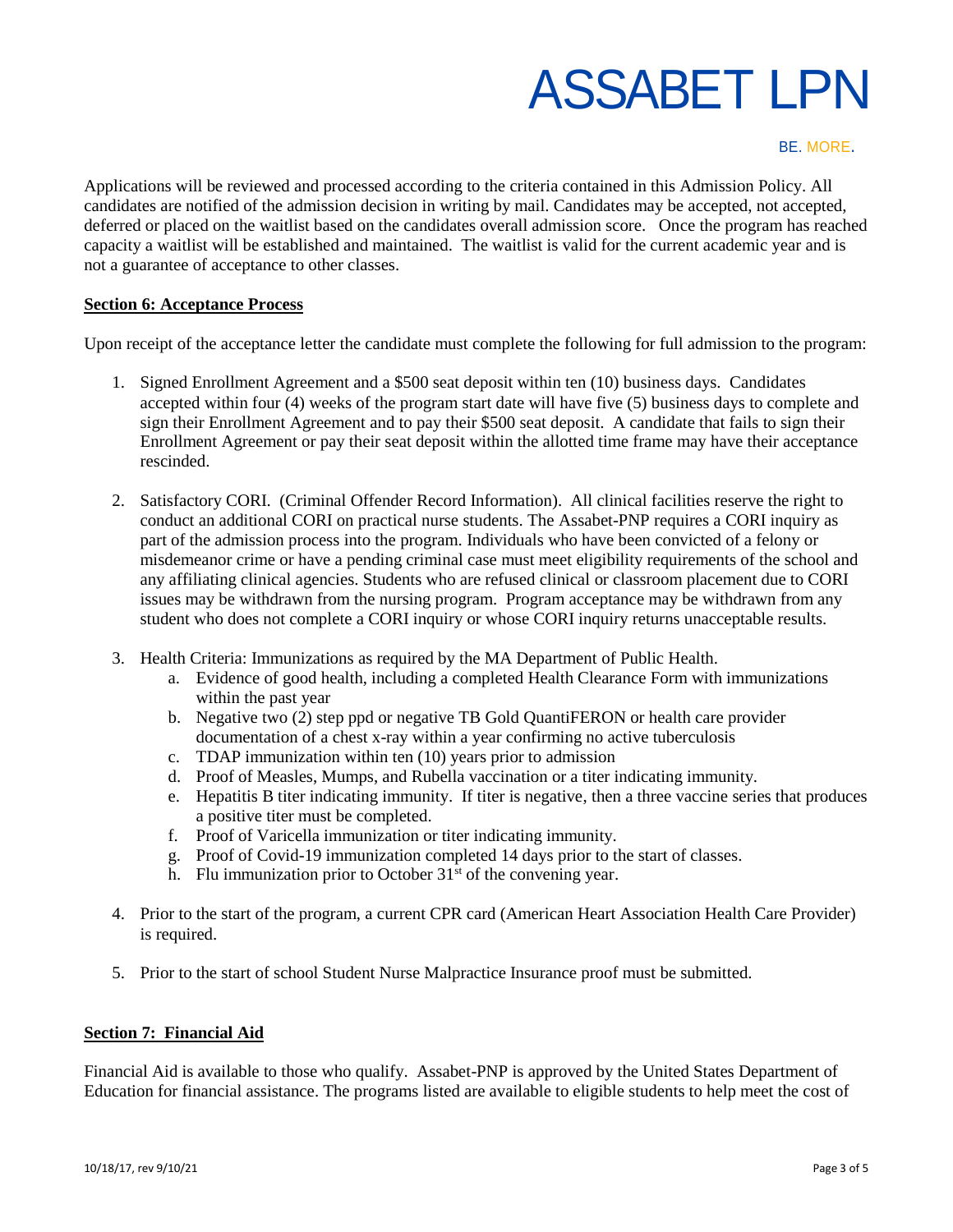Applications will be reviewed and processed according to the criteria contained in this Admission Policy. All candidates are notified of the admission decision in writing by mail. Candidates may be accepted, not accepted, deferred or placed on the waitlist based on the candidates overall admission score. Once the program has reached capacity a waitlist will be established and maintained. The waitlist is valid for the current academic year and is not a guarantee of acceptance to other classes.

## Section 6: Acceptance Process

Upon receipt of the acceptance letter the candidate must complete the following for full admission to the program:

1. Signed Enrollment Agreement and a $500 seat deposit within ten (10) business days. Candidates accepted within four (4) weeks of the program start date will have five (5) business days to complete and sign their Enrollment Agreement and to pay their $500 seat deposit. A candidate that fails to sign their Enrollment Agreement or pay their seat deposit within the allotted time frame may have their acceptance rescinded.

2. Satisfactory CORI. (Criminal Offender Record Information). All clinical facilities reserve the right to conduct an additional CORI on practical nurse students. The Assabet-PNP requires a CORI inquiry as part of the admission process into the program. Individuals who have been convicted of a felony or misdemeanor crime or have a pending criminal case must meet eligibility requirements of the school and any affiliating clinical agencies. Students who are refused clinical or classroom placement due to CORI issues may be withdrawn from the nursing program. Program acceptance may be withdrawn from any student who does not complete a CORI inquiry or whose CORI inquiry returns unacceptable results.

3. Health Criteria: Immunizations as required by the MA Department of Public Health.
   a. Evidence of good health, including a completed Health Clearance Form with immunizations within the past year
   b. Negative two (2) step ppd or negative TB Gold QuantiFERON or health care provider documentation of a chest x-ray within a year confirming no active tuberculosis
   c. TDAP immunization within ten (10) years prior to admission
   d. Proof of Measles, Mumps, and Rubella vaccination or a titer indicating immunity.
   e. Hepatitis B titer indicating immunity. If titer is negative, then a three vaccine series that produces a positive titer must be completed.
   f. Proof of Varicella immunization or titer indicating immunity.
   g. Proof of Covid-19 immunization completed 14 days prior to the start of classes.
   h. Flu immunization prior to October 31st of the convening year.

4. Prior to the start of the program, a current CPR card (American Heart Association Health Care Provider) is required.

5. Prior to the start of school Student Nurse Malpractice Insurance proof must be submitted.

## Section 7: Financial Aid

Financial Aid is available to those who qualify. Assabet-PNP is approved by the United States Department of Education for financial assistance. The programs listed are available to eligible students to help meet the cost of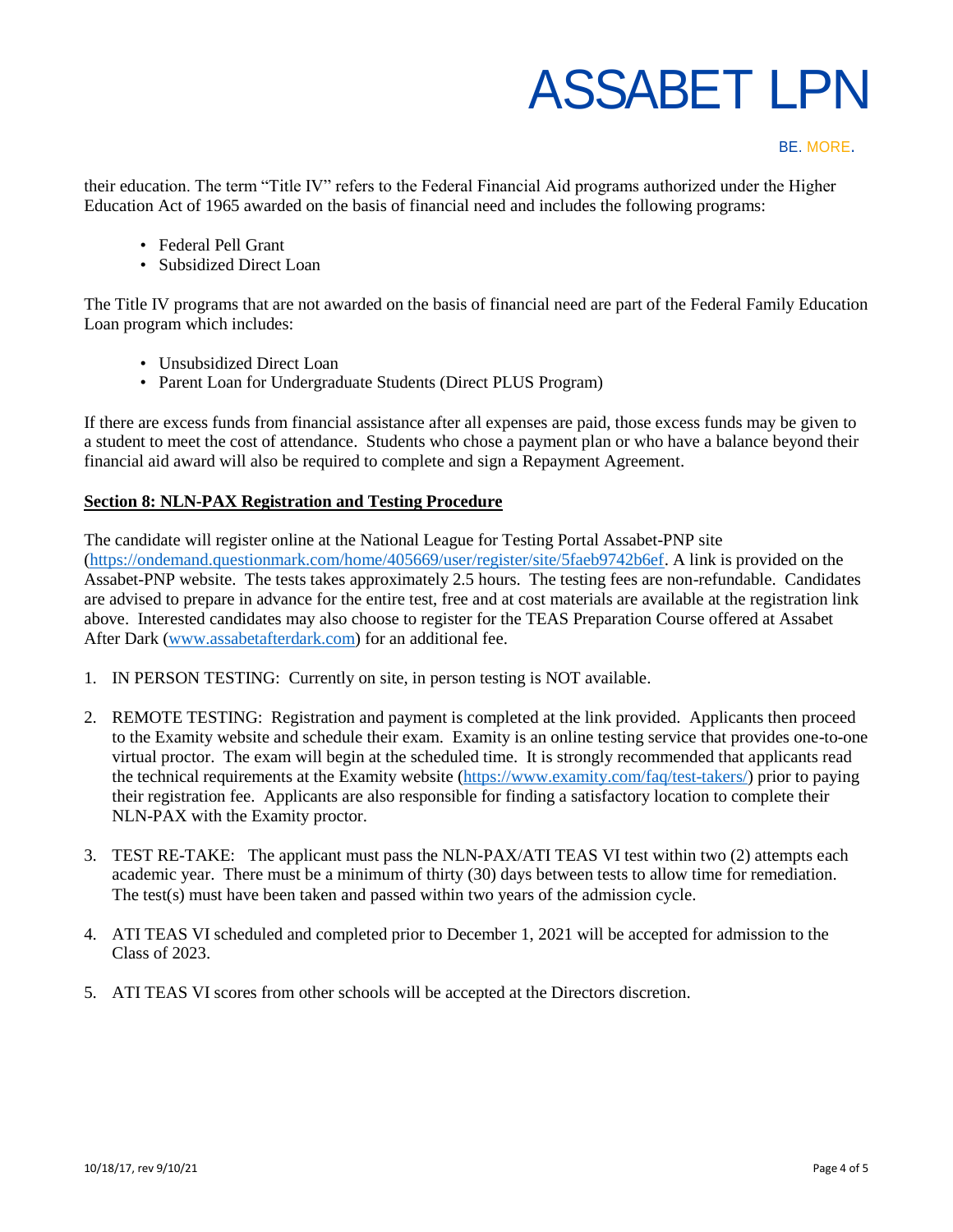their education. The term "Title IV" refers to the Federal Financial Aid programs authorized under the Higher Education Act of 1965 awarded on the basis of financial need and includes the following programs:

- Federal Pell Grant
- Subsidized Direct Loan

The Title IV programs that are not awarded on the basis of financial need are part of the Federal Family Education Loan program which includes:

- Unsubsidized Direct Loan
- Parent Loan for Undergraduate Students (Direct PLUS Program)

If there are excess funds from financial assistance after all expenses are paid, those excess funds may be given to a student to meet the cost of attendance. Students who chose a payment plan or who have a balance beyond their financial aid award will also be required to complete and sign a Repayment Agreement.

## Section 8: NLN-PAX Registration and Testing Procedure

The candidate will register online at the National League for Testing Portal Assabet-PNP site (https://ondemand.questionmark.com/home/405669/user/register/site/5faeb9742b6ef. A link is provided on the Assabet-PNP website. The tests takes approximately 2.5 hours. The testing fees are non-refundable. Candidates are advised to prepare in advance for the entire test, free and at cost materials are available at the registration link above. Interested candidates may also choose to register for the TEAS Preparation Course offered at Assabet After Dark (www.assabetafterdark.com) for an additional fee.

1. IN PERSON TESTING: Currently on site, in person testing is NOT available.

2. REMOTE TESTING: Registration and payment is completed at the link provided. Applicants then proceed to the Examity website and schedule their exam. Examity is an online testing service that provides one-to-one virtual proctor. The exam will begin at the scheduled time. It is strongly recommended that applicants read the technical requirements at the Examity website (https://www.examity.com/faq/test-takers/) prior to paying their registration fee. Applicants are also responsible for finding a satisfactory location to complete their NLN-PAX with the Examity proctor.

3. TEST RE-TAKE: The applicant must pass the NLN-PAX/ATI TEAS VI test within two (2) attempts each academic year. There must be a minimum of thirty (30) days between tests to allow time for remediation. The test(s) must have been taken and passed within two years of the admission cycle.

4. ATI TEAS VI scheduled and completed prior to December 1, 2021 will be accepted for admission to the Class of 2023.

5. ATI TEAS VI scores from other schools will be accepted at the Directors discretion.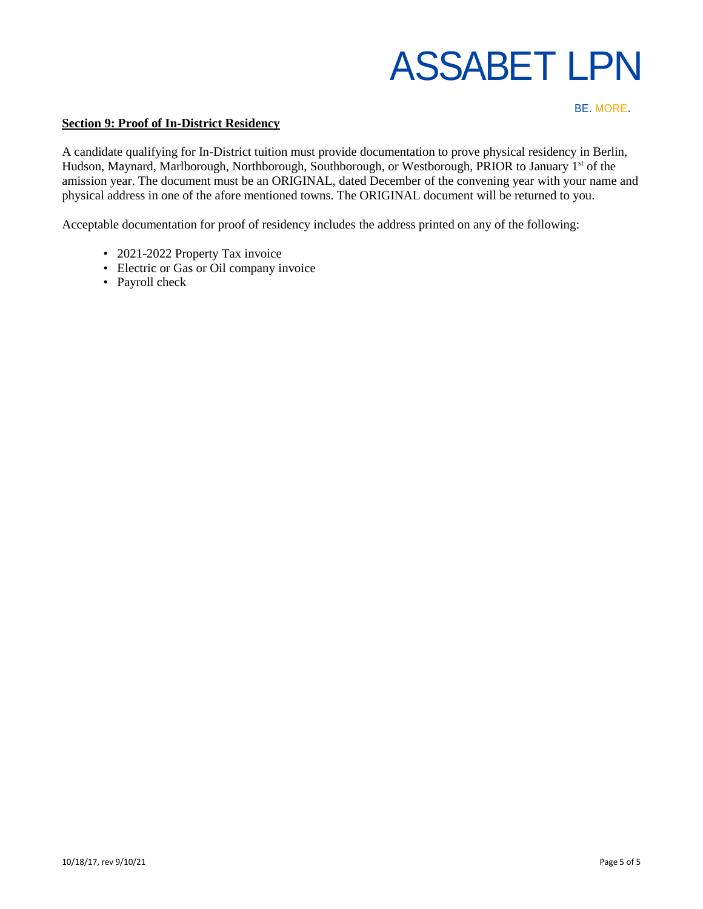## **Section 9: Proof of In-District Residency**

A candidate qualifying for In-District tuition must provide documentation to prove physical residency in Berlin, Hudson, Maynard, Marlborough, Northborough, Southborough, or Westborough, PRIOR to January 1st of the amission year. The document must be an ORIGINAL, dated December of the convening year with your name and physical address in one of the afore mentioned towns. The ORIGINAL document will be returned to you.

Acceptable documentation for proof of residency includes the address printed on any of the following:

- 2021-2022 Property Tax invoice
- Electric or Gas or Oil company invoice
- Payroll check